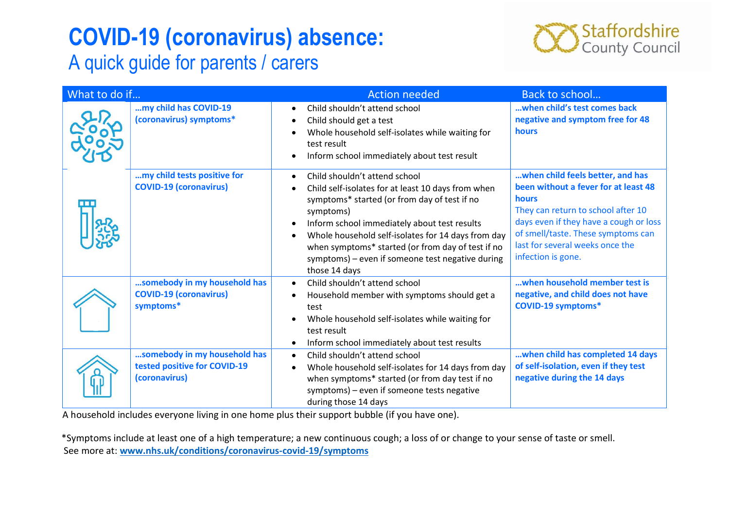# COVID-19 (coronavirus) absence:

## A quick guide for parents / carers

Staffordshire County Council

| What to do if… | Action needed | Back to school… |
|---|---|---|
| **…my child has COVID-19 (coronavirus) symptoms*** | • Child shouldn't attend school<br>• Child should get a test<br>• Whole household self-isolates while waiting for test result<br>• Inform school immediately about test result | **…when child's test comes back negative and symptom free for 48 hours** |
| **…my child tests positive for COVID-19 (coronavirus)** | • Child shouldn't attend school<br>• Child self-isolates for at least 10 days from when symptoms* started (or from day of test if no symptoms)<br>• Inform school immediately about test results<br>• Whole household self-isolates for 14 days from day when symptoms* started (or from day of test if no symptoms) – even if someone test negative during those 14 days | **…when child feels better, and has been without a fever for at least 48 hours**<br>They can return to school after 10 days even if they have a cough or loss of smell/taste. These symptoms can last for several weeks once the infection is gone. |
| **…somebody in my household has COVID-19 (coronavirus) symptoms*** | • Child shouldn't attend school<br>• Household member with symptoms should get a test<br>• Whole household self-isolates while waiting for test result<br>• Inform school immediately about test results | **…when household member test is negative, and child does not have COVID-19 symptoms*** |
| **…somebody in my household has tested positive for COVID-19 (coronavirus)** | • Child shouldn't attend school<br>• Whole household self-isolates for 14 days from day when symptoms* started (or from day test if no symptoms) – even if someone tests negative during those 14 days | **…when child has completed 14 days of self-isolation, even if they test negative during the 14 days** |

A household includes everyone living in one home plus their support bubble (if you have one).

*Symptoms include at least one of a high temperature; a new continuous cough; a loss of or change to your sense of taste or smell. See more at: **www.nhs.uk/conditions/coronavirus-covid-19/symptoms**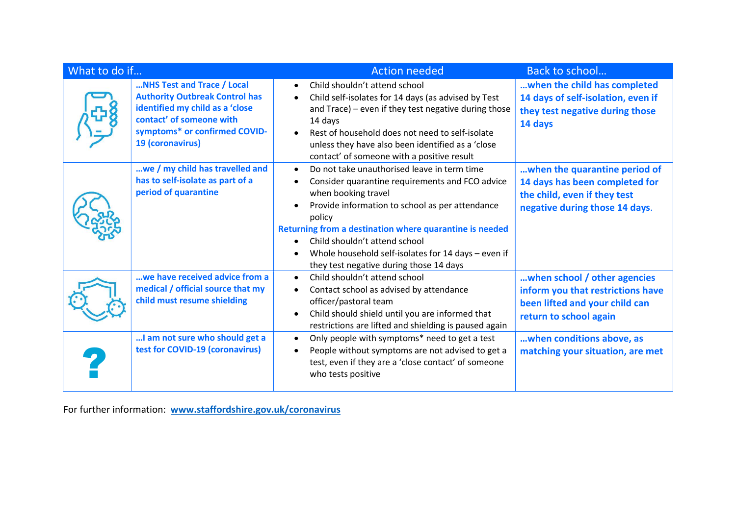| What to do if… | | Action needed | Back to school… |
|---|---|---|---|
| | **…NHS Test and Trace / Local Authority Outbreak Control has identified my child as a 'close contact' of someone with symptoms* or confirmed COVID-19 (coronavirus)** | • Child shouldn't attend school<br>• Child self-isolates for 14 days (as advised by Test and Trace) – even if they test negative during those 14 days<br>• Rest of household does not need to self-isolate unless they have also been identified as a 'close contact' of someone with a positive result | **…when the child has completed 14 days of self-isolation, even if they test negative during those 14 days** |
| | **…we / my child has travelled and has to self-isolate as part of a period of quarantine** | • Do not take unauthorised leave in term time<br>• Consider quarantine requirements and FCO advice when booking travel<br>• Provide information to school as per attendance policy<br>**Returning from a destination where quarantine is needed**<br>• Child shouldn't attend school<br>• Whole household self-isolates for 14 days – even if they test negative during those 14 days | **…when the quarantine period of 14 days has been completed for the child, even if they test negative during those 14 days.** |
| | **…we have received advice from a medical / official source that my child must resume shielding** | • Child shouldn't attend school<br>• Contact school as advised by attendance officer/pastoral team<br>• Child should shield until you are informed that restrictions are lifted and shielding is paused again | **…when school / other agencies inform you that restrictions have been lifted and your child can return to school again** |
| ? | **…I am not sure who should get a test for COVID-19 (coronavirus)** | • Only people with symptoms* need to get a test<br>• People without symptoms are not advised to get a test, even if they are a 'close contact' of someone who tests positive | **…when conditions above, as matching your situation, are met** |

For further information: **www.staffordshire.gov.uk/coronavirus**